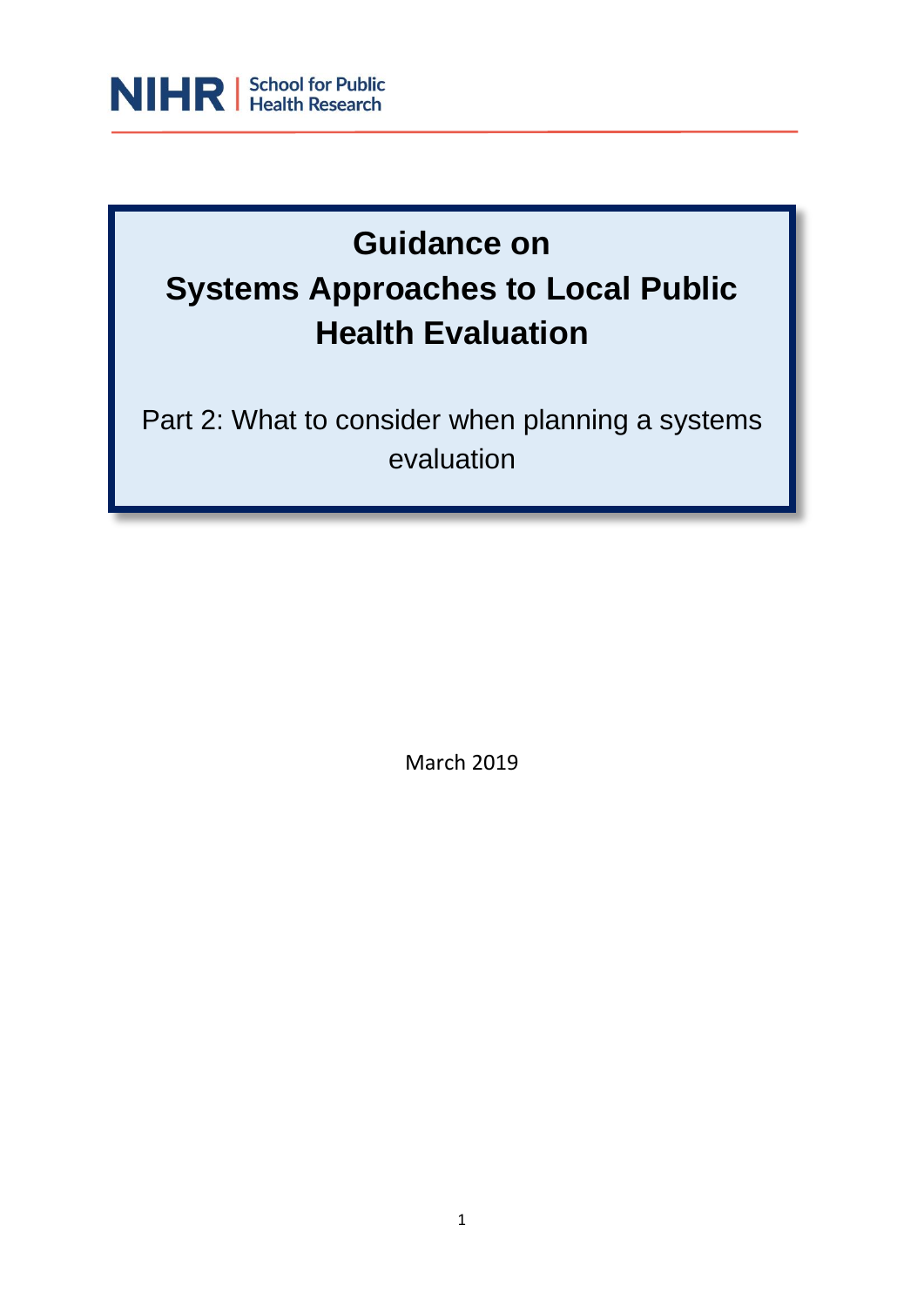NIHR | School for Public Health Research

# Guidance on Systems Approaches to Local Public Health Evaluation

## Part 2: What to consider when planning a systems evaluation

March 2019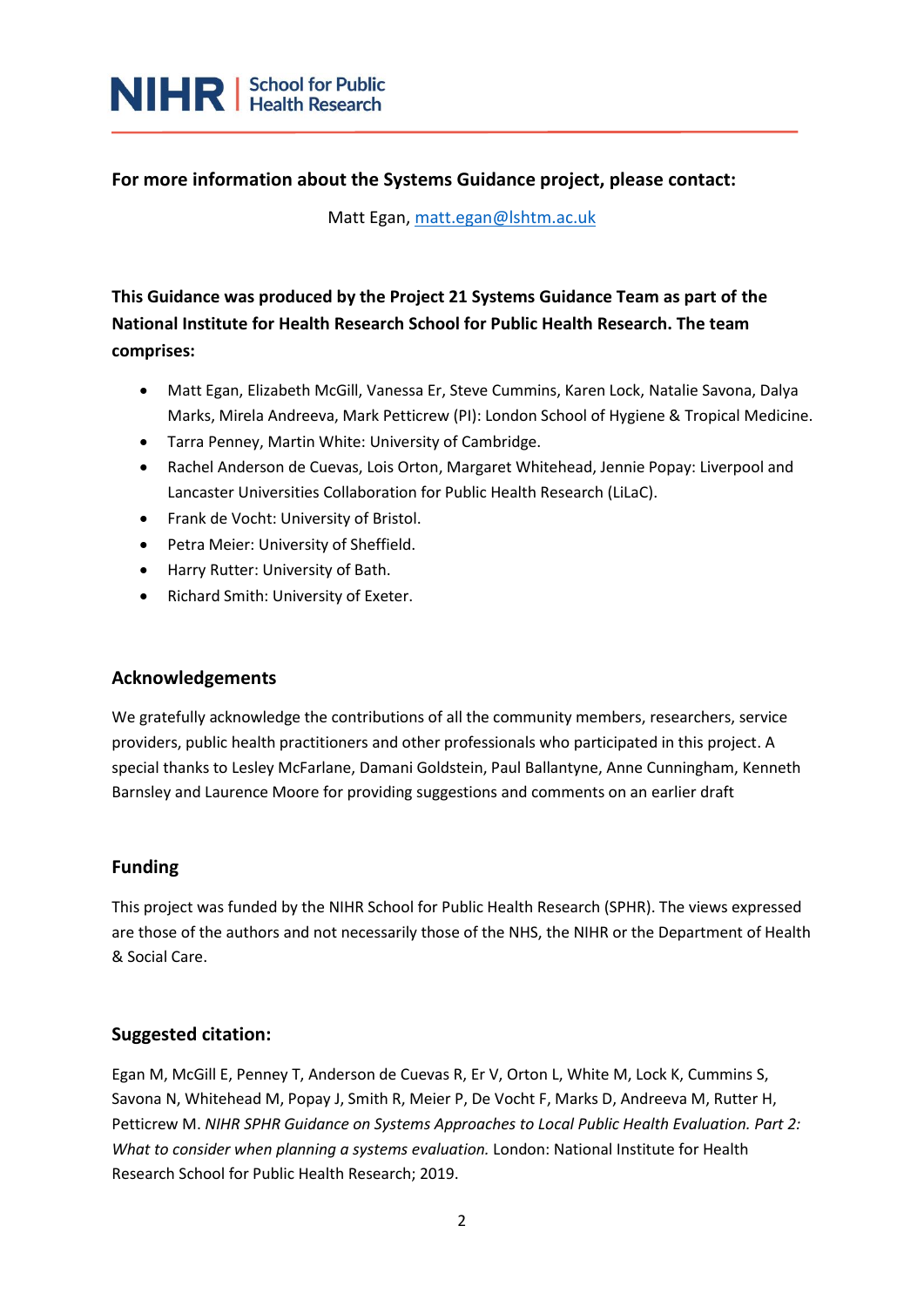**For more information about the Systems Guidance project, please contact:**

Matt Egan, matt.egan@lshtm.ac.uk

**This Guidance was produced by the Project 21 Systems Guidance Team as part of the National Institute for Health Research School for Public Health Research. The team comprises:**

- Matt Egan, Elizabeth McGill, Vanessa Er, Steve Cummins, Karen Lock, Natalie Savona, Dalya Marks, Mirela Andreeva, Mark Petticrew (PI): London School of Hygiene & Tropical Medicine.
- Tarra Penney, Martin White: University of Cambridge.
- Rachel Anderson de Cuevas, Lois Orton, Margaret Whitehead, Jennie Popay: Liverpool and Lancaster Universities Collaboration for Public Health Research (LiLaC).
- Frank de Vocht: University of Bristol.
- Petra Meier: University of Sheffield.
- Harry Rutter: University of Bath.
- Richard Smith: University of Exeter.

## Acknowledgements

We gratefully acknowledge the contributions of all the community members, researchers, service providers, public health practitioners and other professionals who participated in this project. A special thanks to Lesley McFarlane, Damani Goldstein, Paul Ballantyne, Anne Cunningham, Kenneth Barnsley and Laurence Moore for providing suggestions and comments on an earlier draft

## Funding

This project was funded by the NIHR School for Public Health Research (SPHR). The views expressed are those of the authors and not necessarily those of the NHS, the NIHR or the Department of Health & Social Care.

## Suggested citation:

Egan M, McGill E, Penney T, Anderson de Cuevas R, Er V, Orton L, White M, Lock K, Cummins S, Savona N, Whitehead M, Popay J, Smith R, Meier P, De Vocht F, Marks D, Andreeva M, Rutter H, Petticrew M. *NIHR SPHR Guidance on Systems Approaches to Local Public Health Evaluation. Part 2: What to consider when planning a systems evaluation.* London: National Institute for Health Research School for Public Health Research; 2019.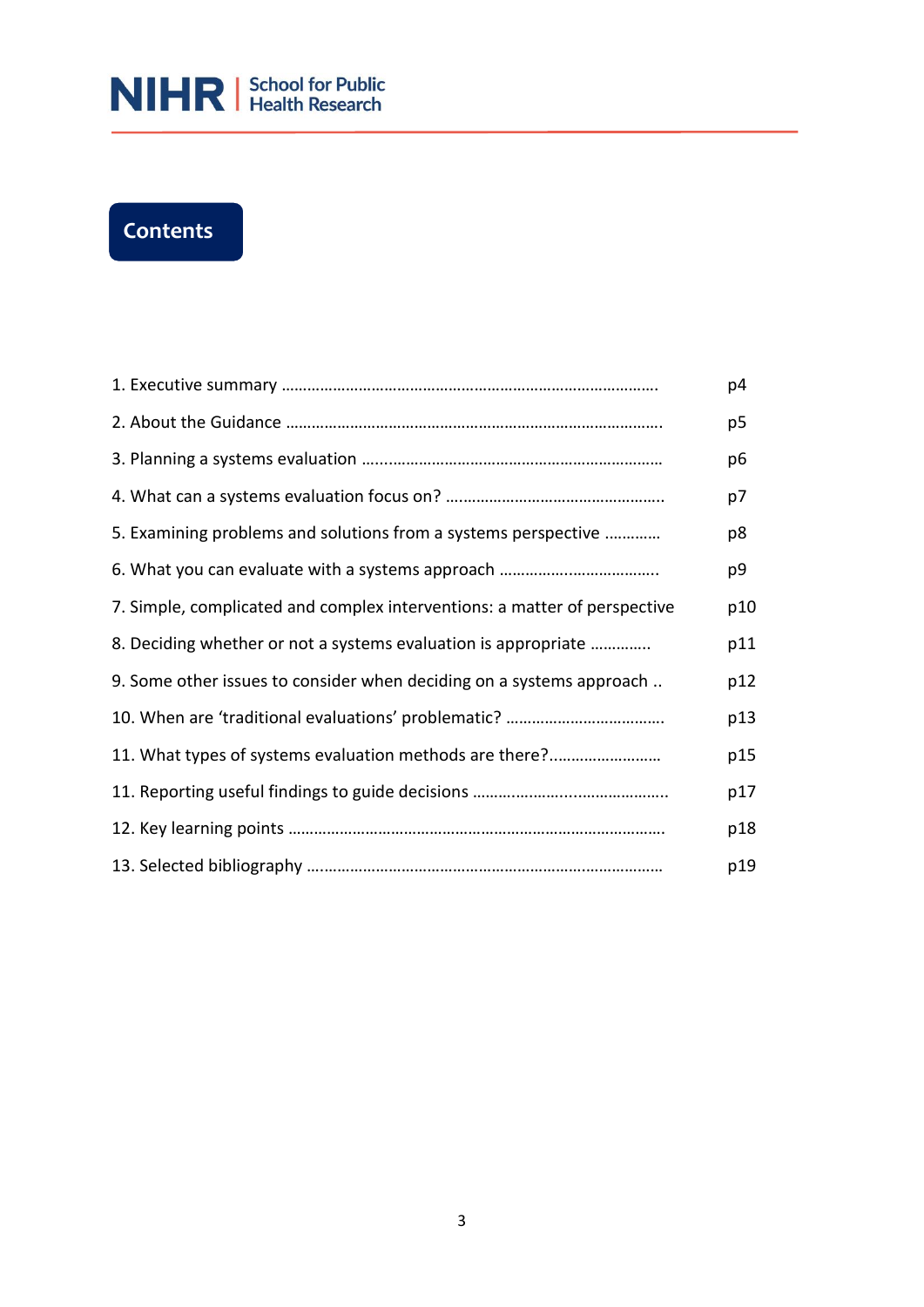NIHR | School for Public Health Research

# Contents

| | |
|---|---|
| 1. Executive summary ……………………………………………………………………………… | p4 |
| 2. About the Guidance …………………………………………………………………………… | p5 |
| 3. Planning a systems evaluation ……………………………………………………………… | p6 |
| 4. What can a systems evaluation focus on? …………………………………………… | p7 |
| 5. Examining problems and solutions from a systems perspective ………… | p8 |
| 6. What you can evaluate with a systems approach ……………………………… | p9 |
| 7. Simple, complicated and complex interventions: a matter of perspective | p10 |
| 8. Deciding whether or not a systems evaluation is appropriate …………. | p11 |
| 9. Some other issues to consider when deciding on a systems approach .. | p12 |
| 10. When are 'traditional evaluations' problematic? ……………………………… | p13 |
| 11. What types of systems evaluation methods are there?……………………… | p15 |
| 11. Reporting useful findings to guide decisions ……………………………………. | p17 |
| 12. Key learning points …………………………………………………………………………… | p18 |
| 13. Selected bibliography ……………………………………………………………………… | p19 |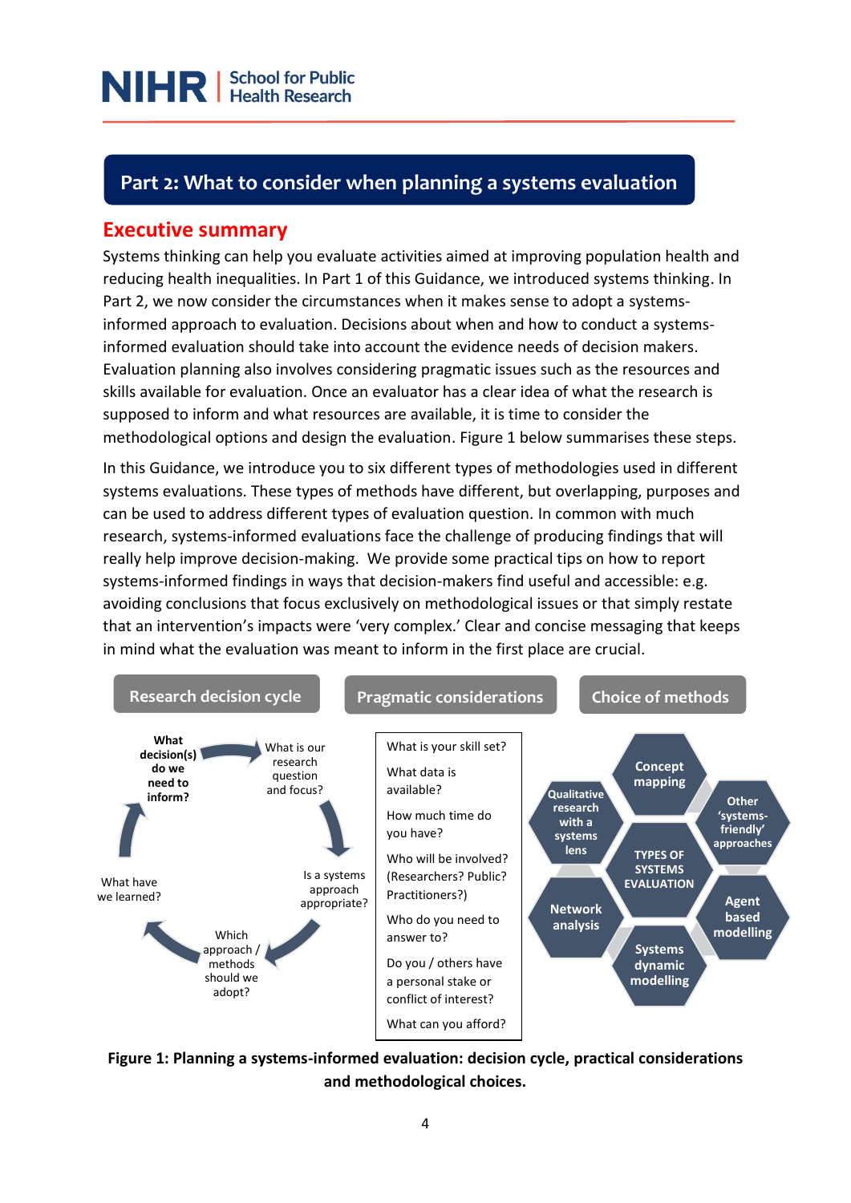## Part 2: What to consider when planning a systems evaluation

### Executive summary

Systems thinking can help you evaluate activities aimed at improving population health and reducing health inequalities. In Part 1 of this Guidance, we introduced systems thinking. In Part 2, we now consider the circumstances when it makes sense to adopt a systems-informed approach to evaluation. Decisions about when and how to conduct a systems-informed evaluation should take into account the evidence needs of decision makers. Evaluation planning also involves considering pragmatic issues such as the resources and skills available for evaluation. Once an evaluator has a clear idea of what the research is supposed to inform and what resources are available, it is time to consider the methodological options and design the evaluation. Figure 1 below summarises these steps.

In this Guidance, we introduce you to six different types of methodologies used in different systems evaluations. These types of methods have different, but overlapping, purposes and can be used to address different types of evaluation question. In common with much research, systems-informed evaluations face the challenge of producing findings that will really help improve decision-making. We provide some practical tips on how to report systems-informed findings in ways that decision-makers find useful and accessible: e.g. avoiding conclusions that focus exclusively on methodological issues or that simply restate that an intervention's impacts were 'very complex.' Clear and concise messaging that keeps in mind what the evaluation was meant to inform in the first place are crucial.

**Research decision cycle**

- **What decision(s) do we need to inform?**
- What is our research question and focus?
- Is a systems approach appropriate?
- Which approach / methods should we adopt?
- What have we learned?

**Pragmatic considerations**

- What is your skill set?
- What data is available?
- How much time do you have?
- Who will be involved? (Researchers? Public? Practitioners?)
- Who do you need to answer to?
- Do you / others have a personal stake or conflict of interest?
- What can you afford?

**Choice of methods**

TYPES OF SYSTEMS EVALUATION:

- Concept mapping
- Other 'systems-friendly' approaches
- Agent based modelling
- Systems dynamic modelling
- Network analysis
- Qualitative research with a systems lens

**Figure 1: Planning a systems-informed evaluation: decision cycle, practical considerations and methodological choices.**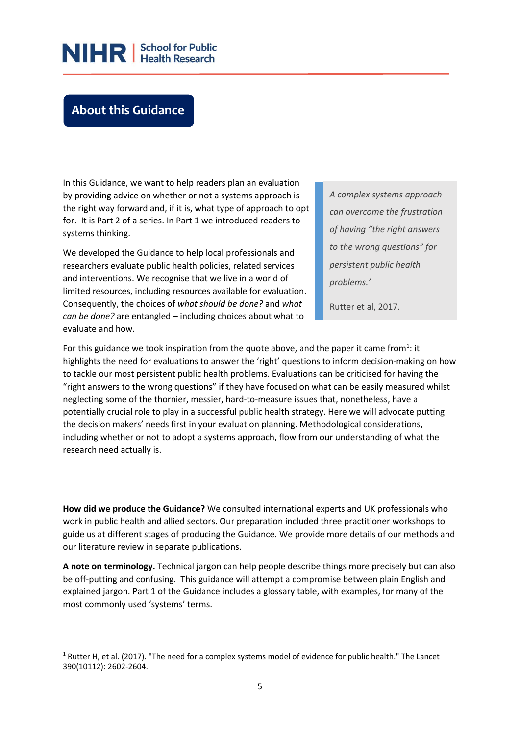## About this Guidance

In this Guidance, we want to help readers plan an evaluation by providing advice on whether or not a systems approach is the right way forward and, if it is, what type of approach to opt for. It is Part 2 of a series. In Part 1 we introduced readers to systems thinking.

We developed the Guidance to help local professionals and researchers evaluate public health policies, related services and interventions. We recognise that we live in a world of limited resources, including resources available for evaluation. Consequently, the choices of *what should be done?* and *what can be done?* are entangled – including choices about what to evaluate and how.

> *A complex systems approach can overcome the frustration of having "the right answers to the wrong questions" for persistent public health problems.'*
>
> Rutter et al, 2017.

For this guidance we took inspiration from the quote above, and the paper it came from[1]: it highlights the need for evaluations to answer the 'right' questions to inform decision-making on how to tackle our most persistent public health problems. Evaluations can be criticised for having the "right answers to the wrong questions" if they have focused on what can be easily measured whilst neglecting some of the thornier, messier, hard-to-measure issues that, nonetheless, have a potentially crucial role to play in a successful public health strategy. Here we will advocate putting the decision makers' needs first in your evaluation planning. Methodological considerations, including whether or not to adopt a systems approach, flow from our understanding of what the research need actually is.

**How did we produce the Guidance?** We consulted international experts and UK professionals who work in public health and allied sectors. Our preparation included three practitioner workshops to guide us at different stages of producing the Guidance. We provide more details of our methods and our literature review in separate publications.

**A note on terminology.** Technical jargon can help people describe things more precisely but can also be off-putting and confusing. This guidance will attempt a compromise between plain English and explained jargon. Part 1 of the Guidance includes a glossary table, with examples, for many of the most commonly used 'systems' terms.

---

[1] Rutter H, et al. (2017). "The need for a complex systems model of evidence for public health." The Lancet 390(10112): 2602-2604.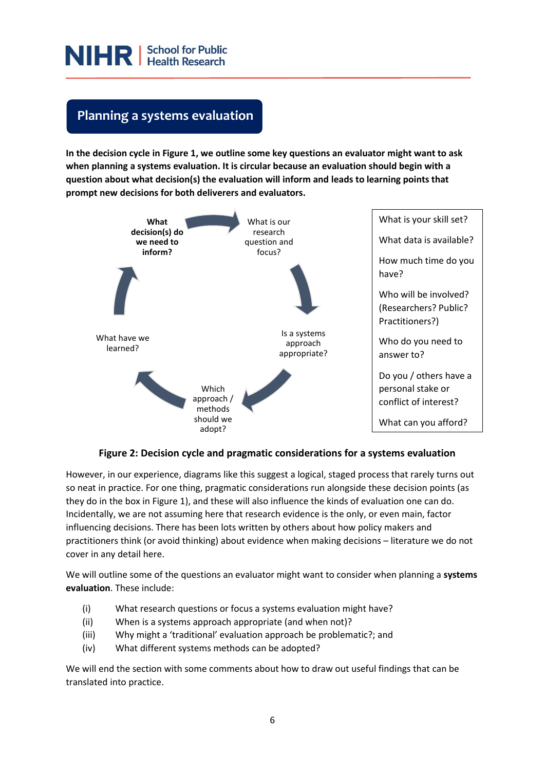## Planning a systems evaluation

**In the decision cycle in Figure 1, we outline some key questions an evaluator might want to ask when planning a systems evaluation. It is circular because an evaluation should begin with a question about what decision(s) the evaluation will inform and leads to learning points that prompt new decisions for both deliverers and evaluators.**

**What decision(s) do we need to inform?**

What is our research question and focus?

Is a systems approach appropriate?

Which approach / methods should we adopt?

What have we learned?

What is your skill set?

What data is available?

How much time do you have?

Who will be involved? (Researchers? Public? Practitioners?)

Who do you need to answer to?

Do you / others have a personal stake or conflict of interest?

What can you afford?

**Figure 2: Decision cycle and pragmatic considerations for a systems evaluation**

However, in our experience, diagrams like this suggest a logical, staged process that rarely turns out so neat in practice. For one thing, pragmatic considerations run alongside these decision points (as they do in the box in Figure 1), and these will also influence the kinds of evaluation one can do. Incidentally, we are not assuming here that research evidence is the only, or even main, factor influencing decisions. There has been lots written by others about how policy makers and practitioners think (or avoid thinking) about evidence when making decisions – literature we do not cover in any detail here.

We will outline some of the questions an evaluator might want to consider when planning a **systems evaluation**. These include:

(i) What research questions or focus a systems evaluation might have?
(ii) When is a systems approach appropriate (and when not)?
(iii) Why might a 'traditional' evaluation approach be problematic?; and
(iv) What different systems methods can be adopted?

We will end the section with some comments about how to draw out useful findings that can be translated into practice.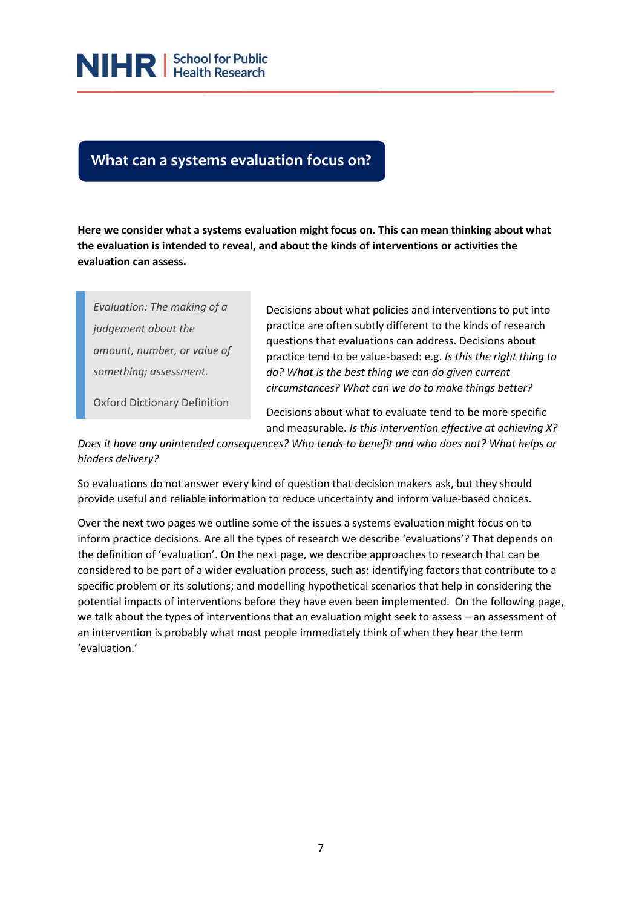## What can a systems evaluation focus on?

**Here we consider what a systems evaluation might focus on. This can mean thinking about what the evaluation is intended to reveal, and about the kinds of interventions or activities the evaluation can assess.**

> *Evaluation: The making of a judgement about the amount, number, or value of something; assessment.*
>
> Oxford Dictionary Definition

Decisions about what policies and interventions to put into practice are often subtly different to the kinds of research questions that evaluations can address. Decisions about practice tend to be value-based: e.g. *Is this the right thing to do? What is the best thing we can do given current circumstances? What can we do to make things better?*

Decisions about what to evaluate tend to be more specific and measurable. *Is this intervention effective at achieving X? Does it have any unintended consequences? Who tends to benefit and who does not? What helps or hinders delivery?*

So evaluations do not answer every kind of question that decision makers ask, but they should provide useful and reliable information to reduce uncertainty and inform value-based choices.

Over the next two pages we outline some of the issues a systems evaluation might focus on to inform practice decisions. Are all the types of research we describe 'evaluations'? That depends on the definition of 'evaluation'. On the next page, we describe approaches to research that can be considered to be part of a wider evaluation process, such as: identifying factors that contribute to a specific problem or its solutions; and modelling hypothetical scenarios that help in considering the potential impacts of interventions before they have even been implemented. On the following page, we talk about the types of interventions that an evaluation might seek to assess – an assessment of an intervention is probably what most people immediately think of when they hear the term 'evaluation.'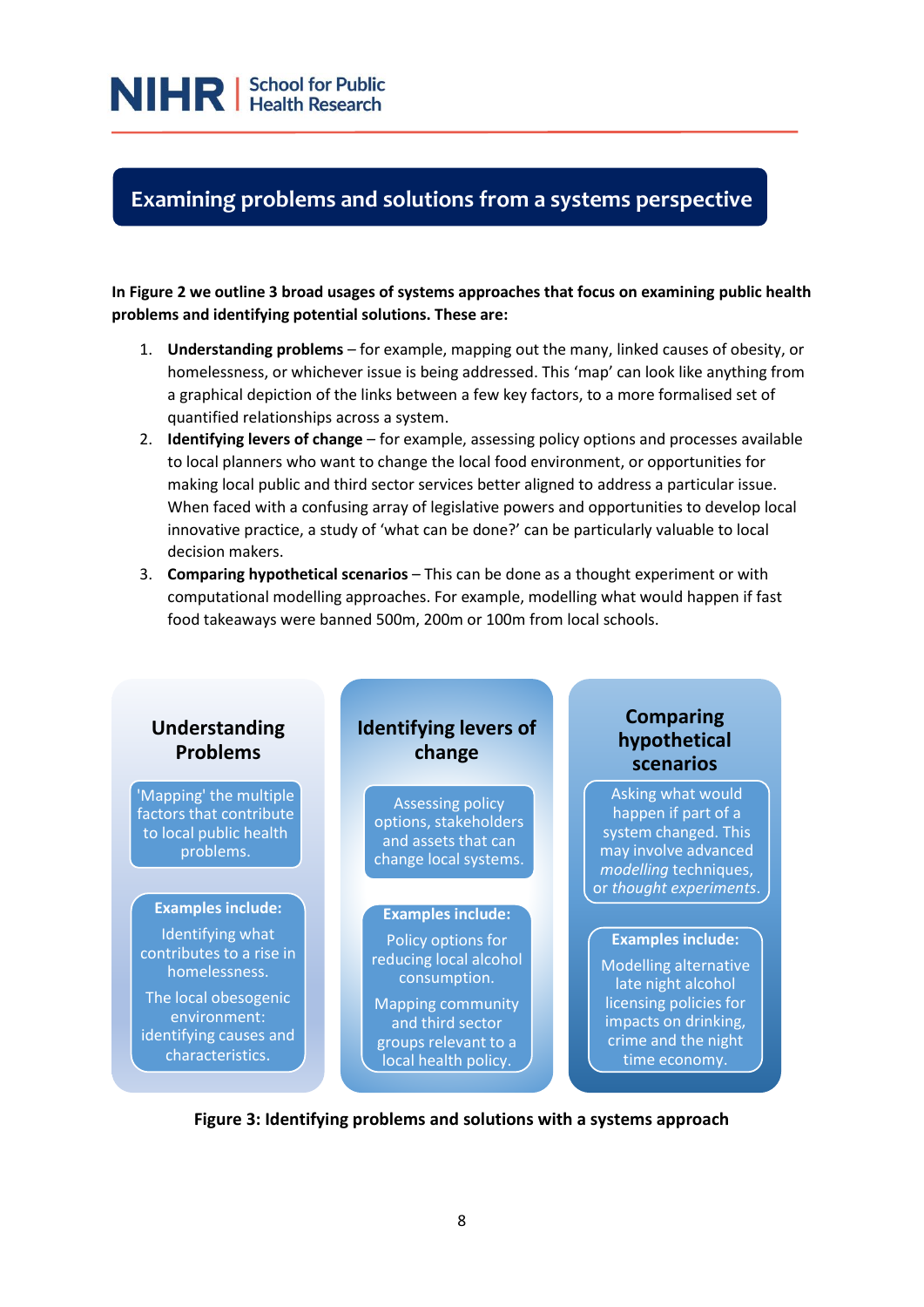## Examining problems and solutions from a systems perspective

**In Figure 2 we outline 3 broad usages of systems approaches that focus on examining public health problems and identifying potential solutions. These are:**

1. **Understanding problems** – for example, mapping out the many, linked causes of obesity, or homelessness, or whichever issue is being addressed. This 'map' can look like anything from a graphical depiction of the links between a few key factors, to a more formalised set of quantified relationships across a system.
2. **Identifying levers of change** – for example, assessing policy options and processes available to local planners who want to change the local food environment, or opportunities for making local public and third sector services better aligned to address a particular issue. When faced with a confusing array of legislative powers and opportunities to develop local innovative practice, a study of 'what can be done?' can be particularly valuable to local decision makers.
3. **Comparing hypothetical scenarios** – This can be done as a thought experiment or with computational modelling approaches. For example, modelling what would happen if fast food takeaways were banned 500m, 200m or 100m from local schools.

**Understanding Problems**

'Mapping' the multiple factors that contribute to local public health problems.

**Examples include:**

Identifying what contributes to a rise in homelessness.

The local obesogenic environment: identifying causes and characteristics.

**Identifying levers of change**

Assessing policy options, stakeholders and assets that can change local systems.

**Examples include:**

Policy options for reducing local alcohol consumption.

Mapping community and third sector groups relevant to a local health policy.

**Comparing hypothetical scenarios**

Asking what would happen if part of a system changed. This may involve advanced *modelling* techniques, or *thought experiments*.

**Examples include:**

Modelling alternative late night alcohol licensing policies for impacts on drinking, crime and the night time economy.

**Figure 3: Identifying problems and solutions with a systems approach**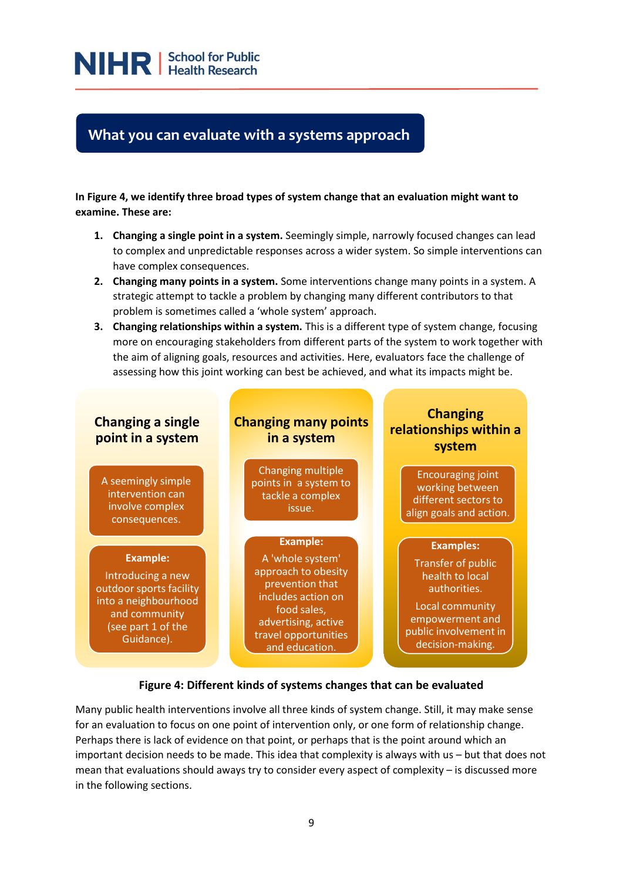## What you can evaluate with a systems approach

**In Figure 4, we identify three broad types of system change that an evaluation might want to examine. These are:**

1. **Changing a single point in a system.** Seemingly simple, narrowly focused changes can lead to complex and unpredictable responses across a wider system. So simple interventions can have complex consequences.
2. **Changing many points in a system.** Some interventions change many points in a system. A strategic attempt to tackle a problem by changing many different contributors to that problem is sometimes called a 'whole system' approach.
3. **Changing relationships within a system.** This is a different type of system change, focusing more on encouraging stakeholders from different parts of the system to work together with the aim of aligning goals, resources and activities. Here, evaluators face the challenge of assessing how this joint working can best be achieved, and what its impacts might be.

| Changing a single point in a system | Changing many points in a system | Changing relationships within a system |
| --- | --- | --- |
| A seemingly simple intervention can involve complex consequences. | Changing multiple points in a system to tackle a complex issue. | Encouraging joint working between different sectors to align goals and action. |
| **Example:** Introducing a new outdoor sports facility into a neighbourhood and community (see part 1 of the Guidance). | **Example:** A 'whole system' approach to obesity prevention that includes action on food sales, advertising, active travel opportunities and education. | **Examples:** Transfer of public health to local authorities. Local community empowerment and public involvement in decision-making. |

**Figure 4: Different kinds of systems changes that can be evaluated**

Many public health interventions involve all three kinds of system change. Still, it may make sense for an evaluation to focus on one point of intervention only, or one form of relationship change. Perhaps there is lack of evidence on that point, or perhaps that is the point around which an important decision needs to be made. This idea that complexity is always with us – but that does not mean that evaluations should aways try to consider every aspect of complexity – is discussed more in the following sections.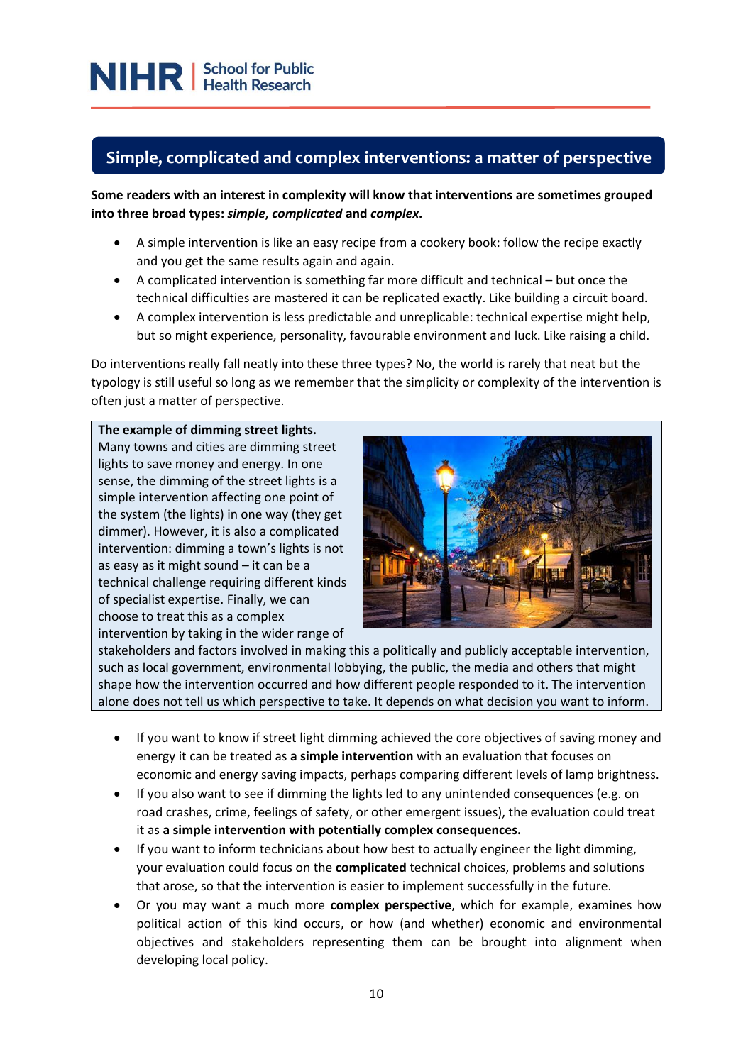## Simple, complicated and complex interventions: a matter of perspective

**Some readers with an interest in complexity will know that interventions are sometimes grouped into three broad types: *simple*, *complicated* and *complex*.**

- A simple intervention is like an easy recipe from a cookery book: follow the recipe exactly and you get the same results again and again.
- A complicated intervention is something far more difficult and technical – but once the technical difficulties are mastered it can be replicated exactly. Like building a circuit board.
- A complex intervention is less predictable and unreplicable: technical expertise might help, but so might experience, personality, favourable environment and luck. Like raising a child.

Do interventions really fall neatly into these three types? No, the world is rarely that neat but the typology is still useful so long as we remember that the simplicity or complexity of the intervention is often just a matter of perspective.

**The example of dimming street lights.**
Many towns and cities are dimming street lights to save money and energy. In one sense, the dimming of the street lights is a simple intervention affecting one point of the system (the lights) in one way (they get dimmer). However, it is also a complicated intervention: dimming a town's lights is not as easy as it might sound – it can be a technical challenge requiring different kinds of specialist expertise. Finally, we can choose to treat this as a complex intervention by taking in the wider range of stakeholders and factors involved in making this a politically and publicly acceptable intervention, such as local government, environmental lobbying, the public, the media and others that might shape how the intervention occurred and how different people responded to it. The intervention alone does not tell us which perspective to take. It depends on what decision you want to inform.

- If you want to know if street light dimming achieved the core objectives of saving money and energy it can be treated as **a simple intervention** with an evaluation that focuses on economic and energy saving impacts, perhaps comparing different levels of lamp brightness.
- If you also want to see if dimming the lights led to any unintended consequences (e.g. on road crashes, crime, feelings of safety, or other emergent issues), the evaluation could treat it as **a simple intervention with potentially complex consequences.**
- If you want to inform technicians about how best to actually engineer the light dimming, your evaluation could focus on the **complicated** technical choices, problems and solutions that arose, so that the intervention is easier to implement successfully in the future.
- Or you may want a much more **complex perspective**, which for example, examines how political action of this kind occurs, or how (and whether) economic and environmental objectives and stakeholders representing them can be brought into alignment when developing local policy.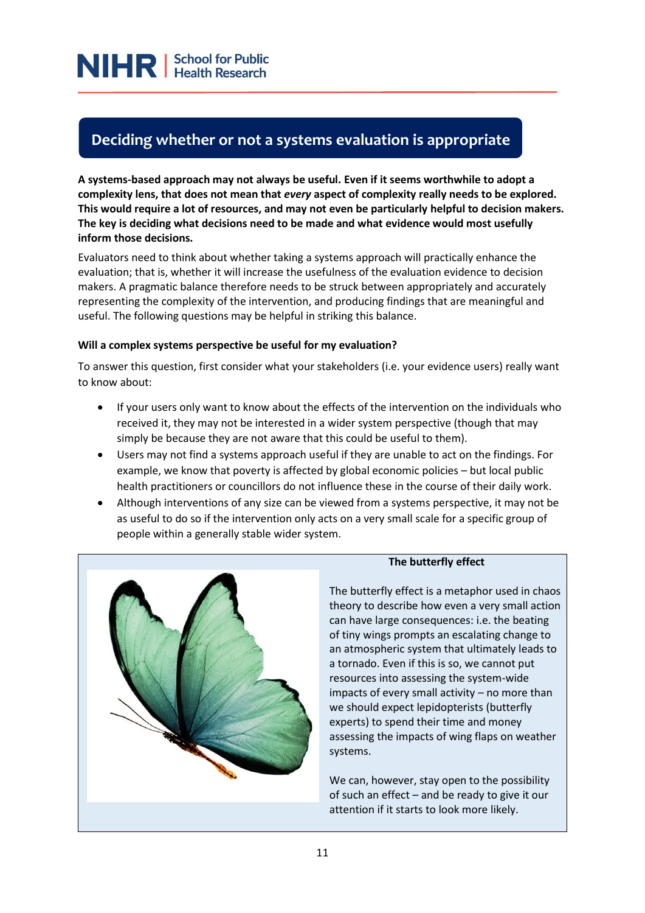## Deciding whether or not a systems evaluation is appropriate

**A systems-based approach may not always be useful. Even if it seems worthwhile to adopt a complexity lens, that does not mean that *every* aspect of complexity really needs to be explored. This would require a lot of resources, and may not even be particularly helpful to decision makers. The key is deciding what decisions need to be made and what evidence would most usefully inform those decisions.**

Evaluators need to think about whether taking a systems approach will practically enhance the evaluation; that is, whether it will increase the usefulness of the evaluation evidence to decision makers. A pragmatic balance therefore needs to be struck between appropriately and accurately representing the complexity of the intervention, and producing findings that are meaningful and useful. The following questions may be helpful in striking this balance.

### Will a complex systems perspective be useful for my evaluation?

To answer this question, first consider what your stakeholders (i.e. your evidence users) really want to know about:

- If your users only want to know about the effects of the intervention on the individuals who received it, they may not be interested in a wider system perspective (though that may simply be because they are not aware that this could be useful to them).
- Users may not find a systems approach useful if they are unable to act on the findings. For example, we know that poverty is affected by global economic policies – but local public health practitioners or councillors do not influence these in the course of their daily work.
- Although interventions of any size can be viewed from a systems perspective, it may not be as useful to do so if the intervention only acts on a very small scale for a specific group of people within a generally stable wider system.

**The butterfly effect**

The butterfly effect is a metaphor used in chaos theory to describe how even a very small action can have large consequences: i.e. the beating of tiny wings prompts an escalating change to an atmospheric system that ultimately leads to a tornado. Even if this is so, we cannot put resources into assessing the system-wide impacts of every small activity – no more than we should expect lepidopterists (butterfly experts) to spend their time and money assessing the impacts of wing flaps on weather systems.

We can, however, stay open to the possibility of such an effect – and be ready to give it our attention if it starts to look more likely.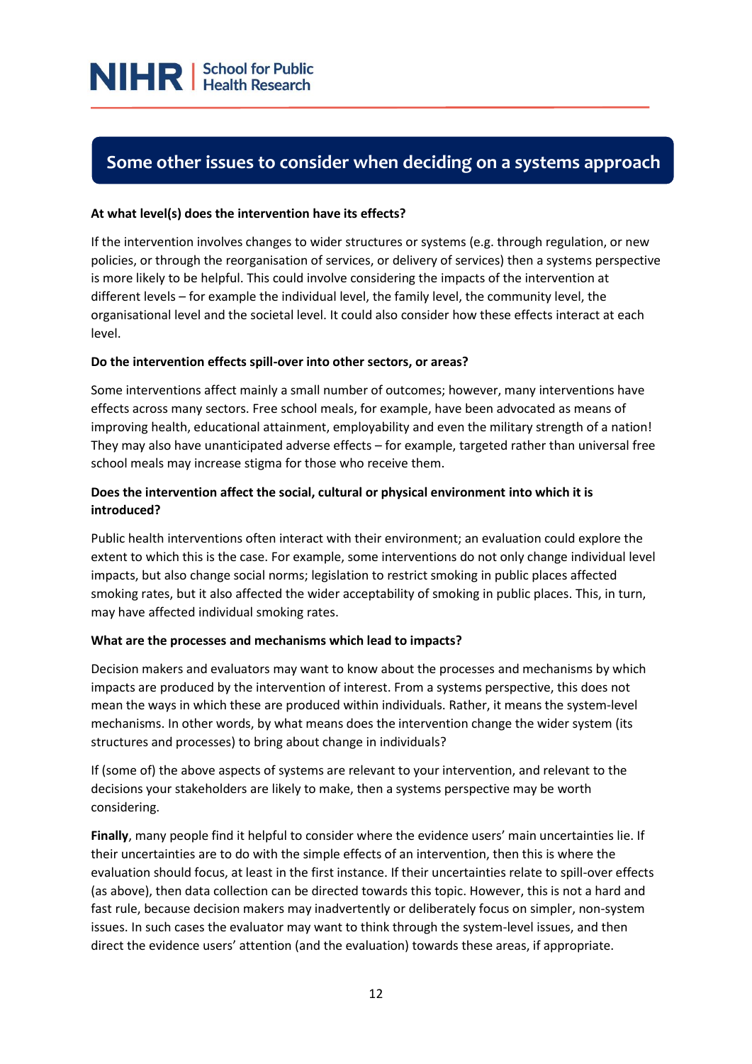## Some other issues to consider when deciding on a systems approach

**At what level(s) does the intervention have its effects?**

If the intervention involves changes to wider structures or systems (e.g. through regulation, or new policies, or through the reorganisation of services, or delivery of services) then a systems perspective is more likely to be helpful. This could involve considering the impacts of the intervention at different levels – for example the individual level, the family level, the community level, the organisational level and the societal level. It could also consider how these effects interact at each level.

**Do the intervention effects spill-over into other sectors, or areas?**

Some interventions affect mainly a small number of outcomes; however, many interventions have effects across many sectors. Free school meals, for example, have been advocated as means of improving health, educational attainment, employability and even the military strength of a nation! They may also have unanticipated adverse effects – for example, targeted rather than universal free school meals may increase stigma for those who receive them.

**Does the intervention affect the social, cultural or physical environment into which it is introduced?**

Public health interventions often interact with their environment; an evaluation could explore the extent to which this is the case. For example, some interventions do not only change individual level impacts, but also change social norms; legislation to restrict smoking in public places affected smoking rates, but it also affected the wider acceptability of smoking in public places. This, in turn, may have affected individual smoking rates.

**What are the processes and mechanisms which lead to impacts?**

Decision makers and evaluators may want to know about the processes and mechanisms by which impacts are produced by the intervention of interest. From a systems perspective, this does not mean the ways in which these are produced within individuals. Rather, it means the system-level mechanisms. In other words, by what means does the intervention change the wider system (its structures and processes) to bring about change in individuals?

If (some of) the above aspects of systems are relevant to your intervention, and relevant to the decisions your stakeholders are likely to make, then a systems perspective may be worth considering.

**Finally**, many people find it helpful to consider where the evidence users' main uncertainties lie. If their uncertainties are to do with the simple effects of an intervention, then this is where the evaluation should focus, at least in the first instance. If their uncertainties relate to spill-over effects (as above), then data collection can be directed towards this topic. However, this is not a hard and fast rule, because decision makers may inadvertently or deliberately focus on simpler, non-system issues. In such cases the evaluator may want to think through the system-level issues, and then direct the evidence users' attention (and the evaluation) towards these areas, if appropriate.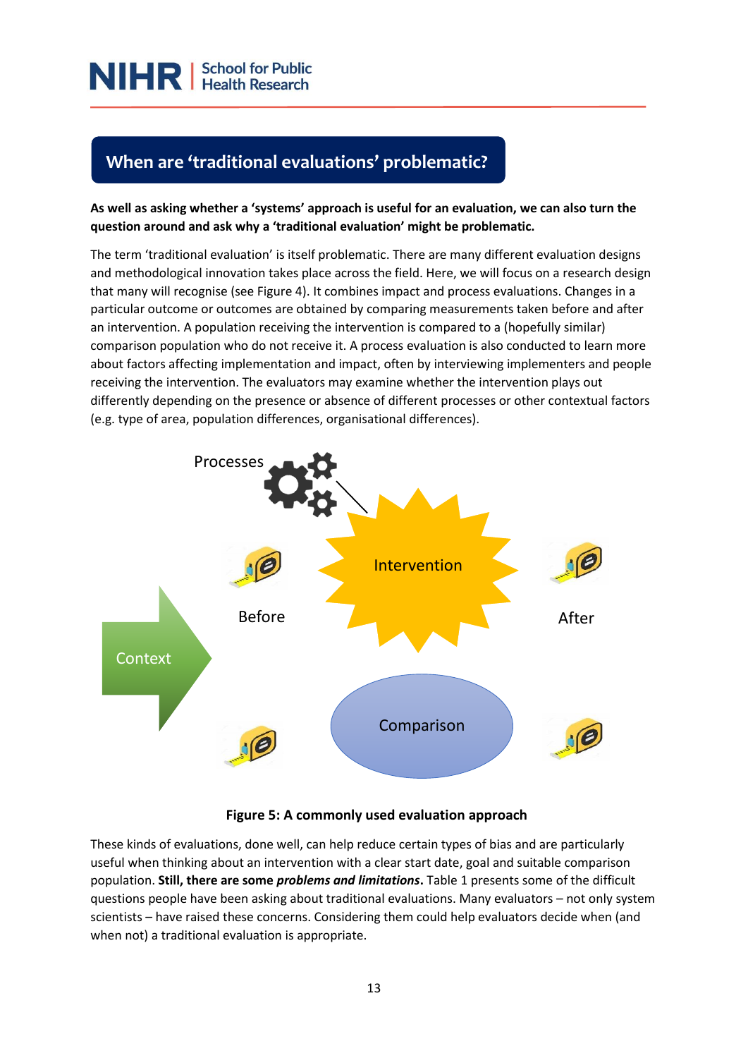## When are 'traditional evaluations' problematic?

**As well as asking whether a 'systems' approach is useful for an evaluation, we can also turn the question around and ask why a 'traditional evaluation' might be problematic.**

The term 'traditional evaluation' is itself problematic. There are many different evaluation designs and methodological innovation takes place across the field. Here, we will focus on a research design that many will recognise (see Figure 4). It combines impact and process evaluations. Changes in a particular outcome or outcomes are obtained by comparing measurements taken before and after an intervention. A population receiving the intervention is compared to a (hopefully similar) comparison population who do not receive it. A process evaluation is also conducted to learn more about factors affecting implementation and impact, often by interviewing implementers and people receiving the intervention. The evaluators may examine whether the intervention plays out differently depending on the presence or absence of different processes or other contextual factors (e.g. type of area, population differences, organisational differences).

**Figure 5: A commonly used evaluation approach**

These kinds of evaluations, done well, can help reduce certain types of bias and are particularly useful when thinking about an intervention with a clear start date, goal and suitable comparison population. **Still, there are some *problems and limitations*.** Table 1 presents some of the difficult questions people have been asking about traditional evaluations. Many evaluators – not only system scientists – have raised these concerns. Considering them could help evaluators decide when (and when not) a traditional evaluation is appropriate.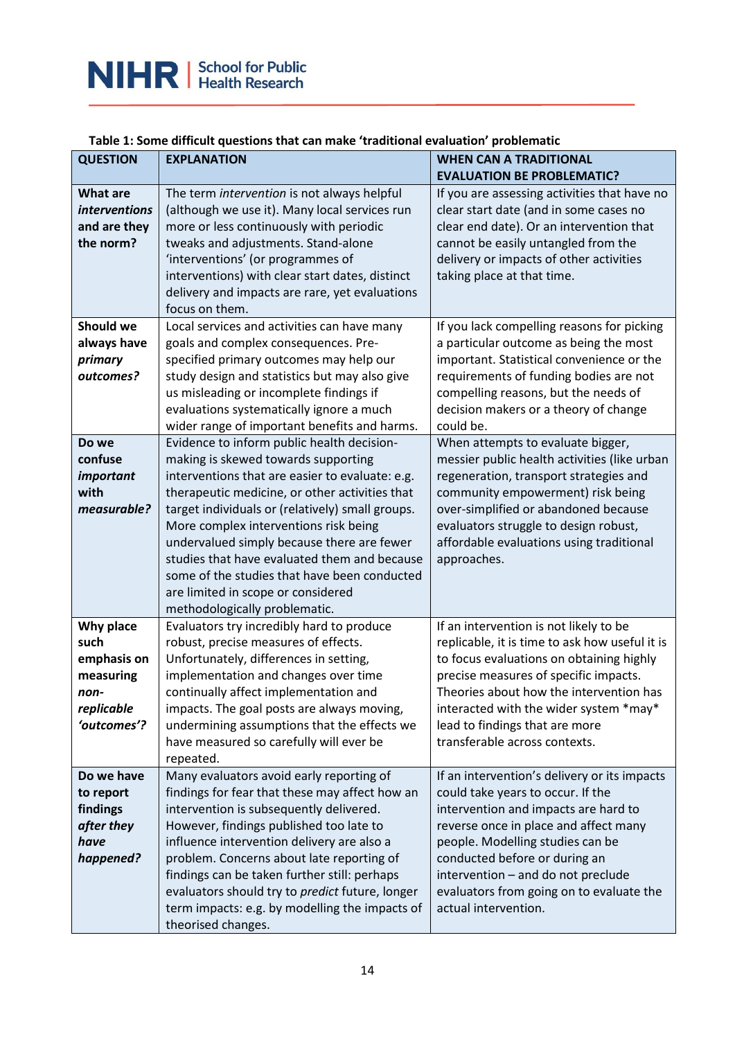**Table 1: Some difficult questions that can make 'traditional evaluation' problematic**

| QUESTION | EXPLANATION | WHEN CAN A TRADITIONAL EVALUATION BE PROBLEMATIC? |
|---|---|---|
| **What are *interventions* and are they the norm?** | The term *intervention* is not always helpful (although we use it). Many local services run more or less continuously with periodic tweaks and adjustments. Stand-alone 'interventions' (or programmes of interventions) with clear start dates, distinct delivery and impacts are rare, yet evaluations focus on them. | If you are assessing activities that have no clear start date (and in some cases no clear end date). Or an intervention that cannot be easily untangled from the delivery or impacts of other activities taking place at that time. |
| **Should we always have *primary outcomes?*** | Local services and activities can have many goals and complex consequences. Pre-specified primary outcomes may help our study design and statistics but may also give us misleading or incomplete findings if evaluations systematically ignore a much wider range of important benefits and harms. | If you lack compelling reasons for picking a particular outcome as being the most important. Statistical convenience or the requirements of funding bodies are not compelling reasons, but the needs of decision makers or a theory of change could be. |
| **Do we confuse *important* with *measurable?*** | Evidence to inform public health decision-making is skewed towards supporting interventions that are easier to evaluate: e.g. therapeutic medicine, or other activities that target individuals or (relatively) small groups. More complex interventions risk being undervalued simply because there are fewer studies that have evaluated them and because some of the studies that have been conducted are limited in scope or considered methodologically problematic. | When attempts to evaluate bigger, messier public health activities (like urban regeneration, transport strategies and community empowerment) risk being over-simplified or abandoned because evaluators struggle to design robust, affordable evaluations using traditional approaches. |
| **Why place such emphasis on measuring *non-replicable 'outcomes'?*** | Evaluators try incredibly hard to produce robust, precise measures of effects. Unfortunately, differences in setting, implementation and changes over time continually affect implementation and impacts. The goal posts are always moving, undermining assumptions that the effects we have measured so carefully will ever be repeated. | If an intervention is not likely to be replicable, it is time to ask how useful it is to focus evaluations on obtaining highly precise measures of specific impacts. Theories about how the intervention has interacted with the wider system *may* lead to findings that are more transferable across contexts. |
| **Do we have to report findings *after they have happened?*** | Many evaluators avoid early reporting of findings for fear that these may affect how an intervention is subsequently delivered. However, findings published too late to influence intervention delivery are also a problem. Concerns about late reporting of findings can be taken further still: perhaps evaluators should try to *predict* future, longer term impacts: e.g. by modelling the impacts of theorised changes. | If an intervention's delivery or its impacts could take years to occur. If the intervention and impacts are hard to reverse once in place and affect many people. Modelling studies can be conducted before or during an intervention – and do not preclude evaluators from going on to evaluate the actual intervention. |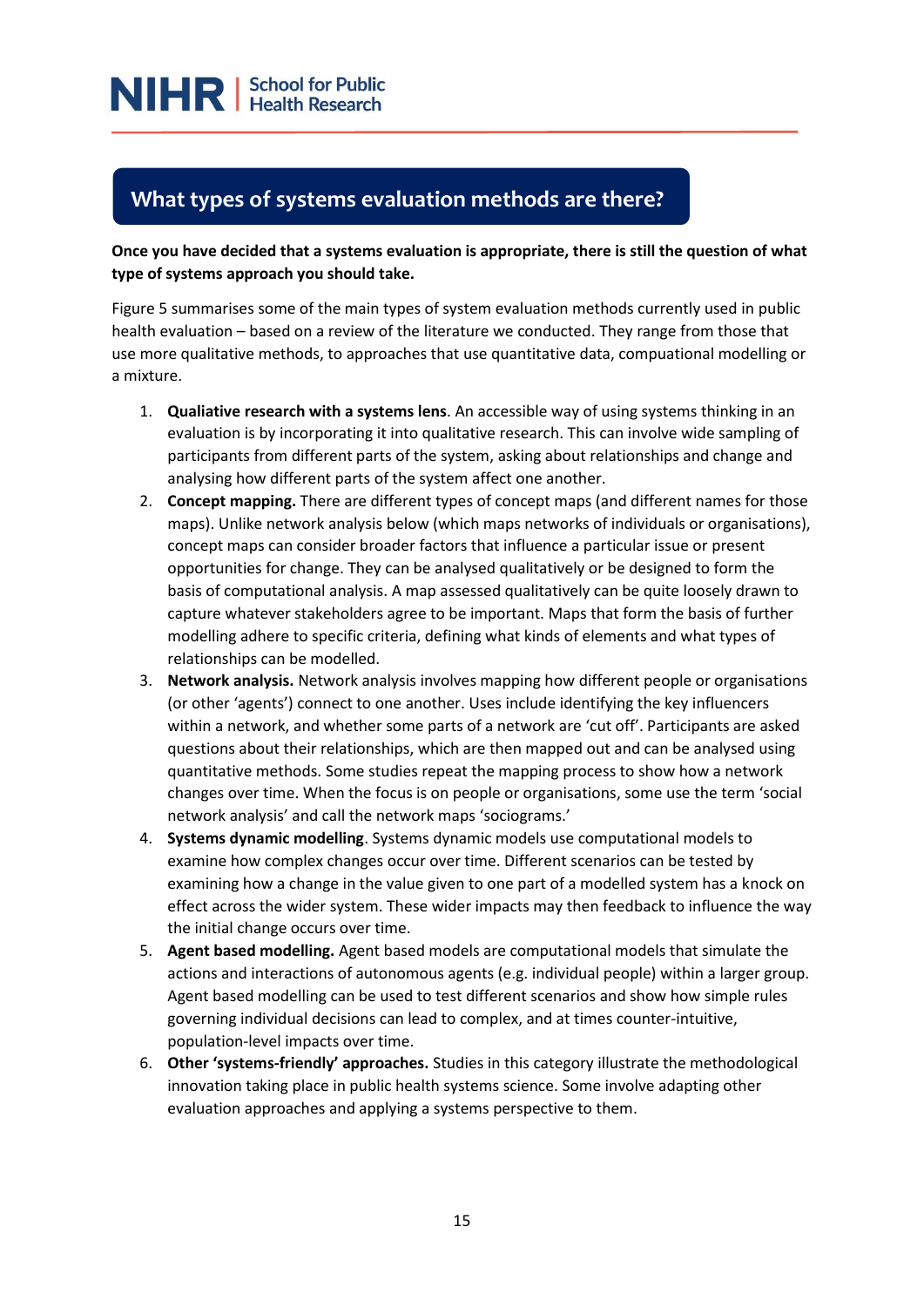## What types of systems evaluation methods are there?

**Once you have decided that a systems evaluation is appropriate, there is still the question of what type of systems approach you should take.**

Figure 5 summarises some of the main types of system evaluation methods currently used in public health evaluation – based on a review of the literature we conducted. They range from those that use more qualitative methods, to approaches that use quantitative data, compuational modelling or a mixture.

1. **Qualiative research with a systems lens**. An accessible way of using systems thinking in an evaluation is by incorporating it into qualitative research. This can involve wide sampling of participants from different parts of the system, asking about relationships and change and analysing how different parts of the system affect one another.
2. **Concept mapping.** There are different types of concept maps (and different names for those maps). Unlike network analysis below (which maps networks of individuals or organisations), concept maps can consider broader factors that influence a particular issue or present opportunities for change. They can be analysed qualitatively or be designed to form the basis of computational analysis. A map assessed qualitatively can be quite loosely drawn to capture whatever stakeholders agree to be important. Maps that form the basis of further modelling adhere to specific criteria, defining what kinds of elements and what types of relationships can be modelled.
3. **Network analysis.** Network analysis involves mapping how different people or organisations (or other 'agents') connect to one another. Uses include identifying the key influencers within a network, and whether some parts of a network are 'cut off'. Participants are asked questions about their relationships, which are then mapped out and can be analysed using quantitative methods. Some studies repeat the mapping process to show how a network changes over time. When the focus is on people or organisations, some use the term 'social network analysis' and call the network maps 'sociograms.'
4. **Systems dynamic modelling**. Systems dynamic models use computational models to examine how complex changes occur over time. Different scenarios can be tested by examining how a change in the value given to one part of a modelled system has a knock on effect across the wider system. These wider impacts may then feedback to influence the way the initial change occurs over time.
5. **Agent based modelling.** Agent based models are computational models that simulate the actions and interactions of autonomous agents (e.g. individual people) within a larger group. Agent based modelling can be used to test different scenarios and show how simple rules governing individual decisions can lead to complex, and at times counter-intuitive, population-level impacts over time.
6. **Other 'systems-friendly' approaches.** Studies in this category illustrate the methodological innovation taking place in public health systems science. Some involve adapting other evaluation approaches and applying a systems perspective to them.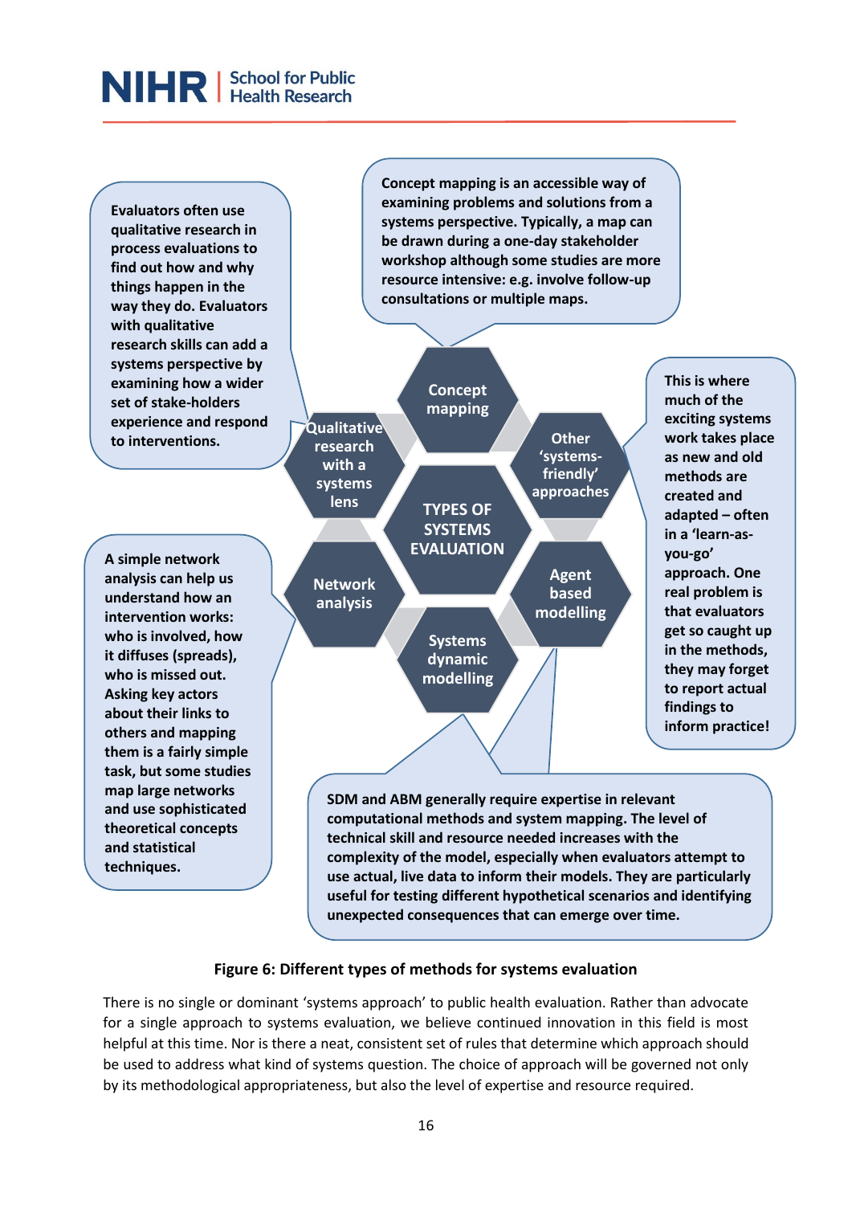Evaluators often use qualitative research in process evaluations to find out how and why things happen in the way they do. Evaluators with qualitative research skills can add a systems perspective by examining how a wider set of stake-holders experience and respond to interventions.

Concept mapping is an accessible way of examining problems and solutions from a systems perspective. Typically, a map can be drawn during a one-day stakeholder workshop although some studies are more resource intensive: e.g. involve follow-up consultations or multiple maps.

This is where much of the exciting systems work takes place as new and old methods are created and adapted – often in a 'learn-as-you-go' approach. One real problem is that evaluators get so caught up in the methods, they may forget to report actual findings to inform practice!

Concept mapping

Qualitative research with a systems lens

Other 'systems-friendly' approaches

TYPES OF SYSTEMS EVALUATION

Network analysis

Agent based modelling

Systems dynamic modelling

A simple network analysis can help us understand how an intervention works: who is involved, how it diffuses (spreads), who is missed out. Asking key actors about their links to others and mapping them is a fairly simple task, but some studies map large networks and use sophisticated theoretical concepts and statistical techniques.

SDM and ABM generally require expertise in relevant computational methods and system mapping. The level of technical skill and resource needed increases with the complexity of the model, especially when evaluators attempt to use actual, live data to inform their models. They are particularly useful for testing different hypothetical scenarios and identifying unexpected consequences that can emerge over time.

**Figure 6: Different types of methods for systems evaluation**

There is no single or dominant 'systems approach' to public health evaluation. Rather than advocate for a single approach to systems evaluation, we believe continued innovation in this field is most helpful at this time. Nor is there a neat, consistent set of rules that determine which approach should be used to address what kind of systems question. The choice of approach will be governed not only by its methodological appropriateness, but also the level of expertise and resource required.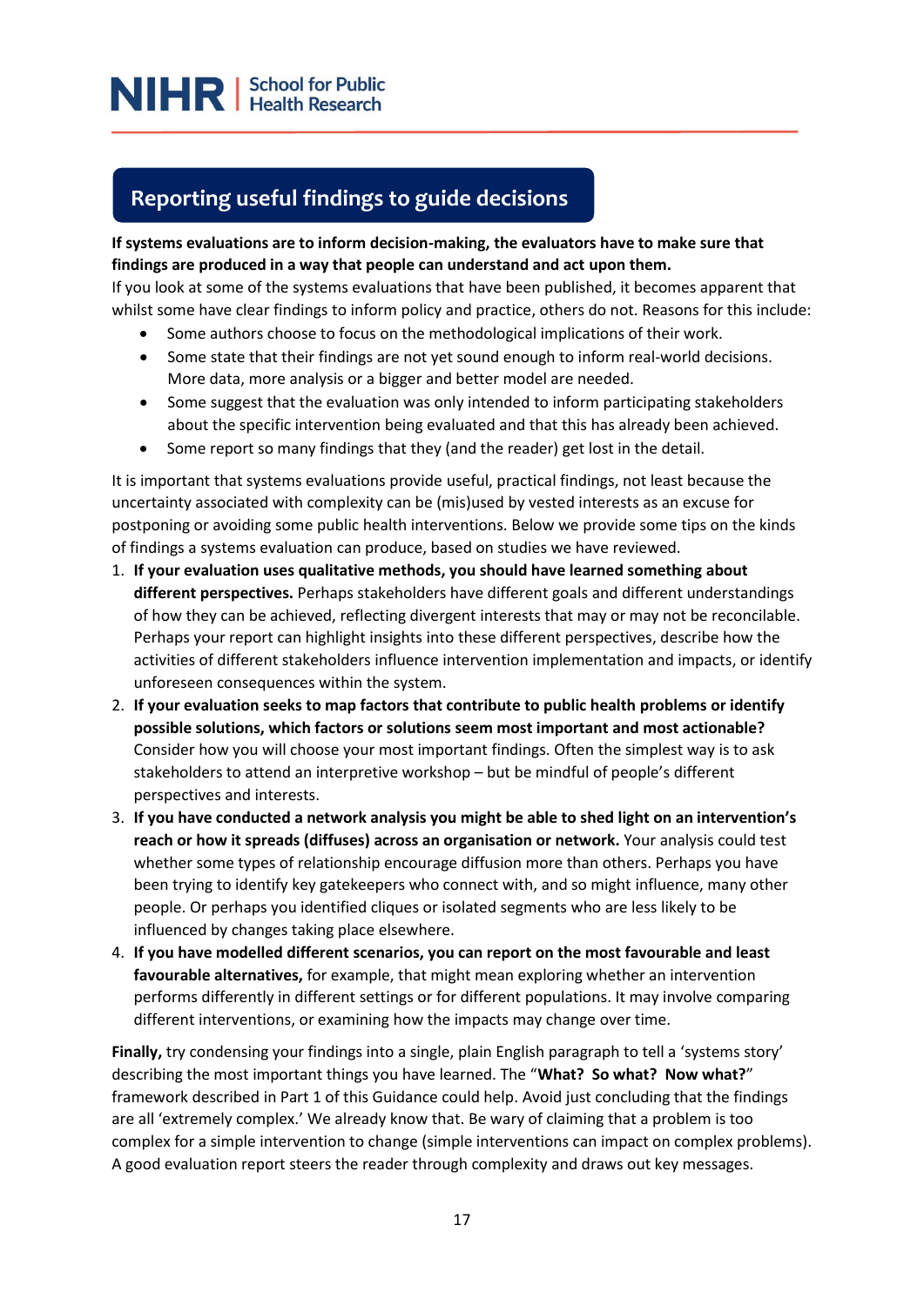## Reporting useful findings to guide decisions

**If systems evaluations are to inform decision-making, the evaluators have to make sure that findings are produced in a way that people can understand and act upon them.**

If you look at some of the systems evaluations that have been published, it becomes apparent that whilst some have clear findings to inform policy and practice, others do not. Reasons for this include:

- Some authors choose to focus on the methodological implications of their work.
- Some state that their findings are not yet sound enough to inform real-world decisions. More data, more analysis or a bigger and better model are needed.
- Some suggest that the evaluation was only intended to inform participating stakeholders about the specific intervention being evaluated and that this has already been achieved.
- Some report so many findings that they (and the reader) get lost in the detail.

It is important that systems evaluations provide useful, practical findings, not least because the uncertainty associated with complexity can be (mis)used by vested interests as an excuse for postponing or avoiding some public health interventions. Below we provide some tips on the kinds of findings a systems evaluation can produce, based on studies we have reviewed.

1. **If your evaluation uses qualitative methods, you should have learned something about different perspectives.** Perhaps stakeholders have different goals and different understandings of how they can be achieved, reflecting divergent interests that may or may not be reconcilable. Perhaps your report can highlight insights into these different perspectives, describe how the activities of different stakeholders influence intervention implementation and impacts, or identify unforeseen consequences within the system.
2. **If your evaluation seeks to map factors that contribute to public health problems or identify possible solutions, which factors or solutions seem most important and most actionable?** Consider how you will choose your most important findings. Often the simplest way is to ask stakeholders to attend an interpretive workshop – but be mindful of people's different perspectives and interests.
3. **If you have conducted a network analysis you might be able to shed light on an intervention's reach or how it spreads (diffuses) across an organisation or network.** Your analysis could test whether some types of relationship encourage diffusion more than others. Perhaps you have been trying to identify key gatekeepers who connect with, and so might influence, many other people. Or perhaps you identified cliques or isolated segments who are less likely to be influenced by changes taking place elsewhere.
4. **If you have modelled different scenarios, you can report on the most favourable and least favourable alternatives,** for example, that might mean exploring whether an intervention performs differently in different settings or for different populations. It may involve comparing different interventions, or examining how the impacts may change over time.

**Finally,** try condensing your findings into a single, plain English paragraph to tell a 'systems story' describing the most important things you have learned. The "**What? So what? Now what?**" framework described in Part 1 of this Guidance could help. Avoid just concluding that the findings are all 'extremely complex.' We already know that. Be wary of claiming that a problem is too complex for a simple intervention to change (simple interventions can impact on complex problems). A good evaluation report steers the reader through complexity and draws out key messages.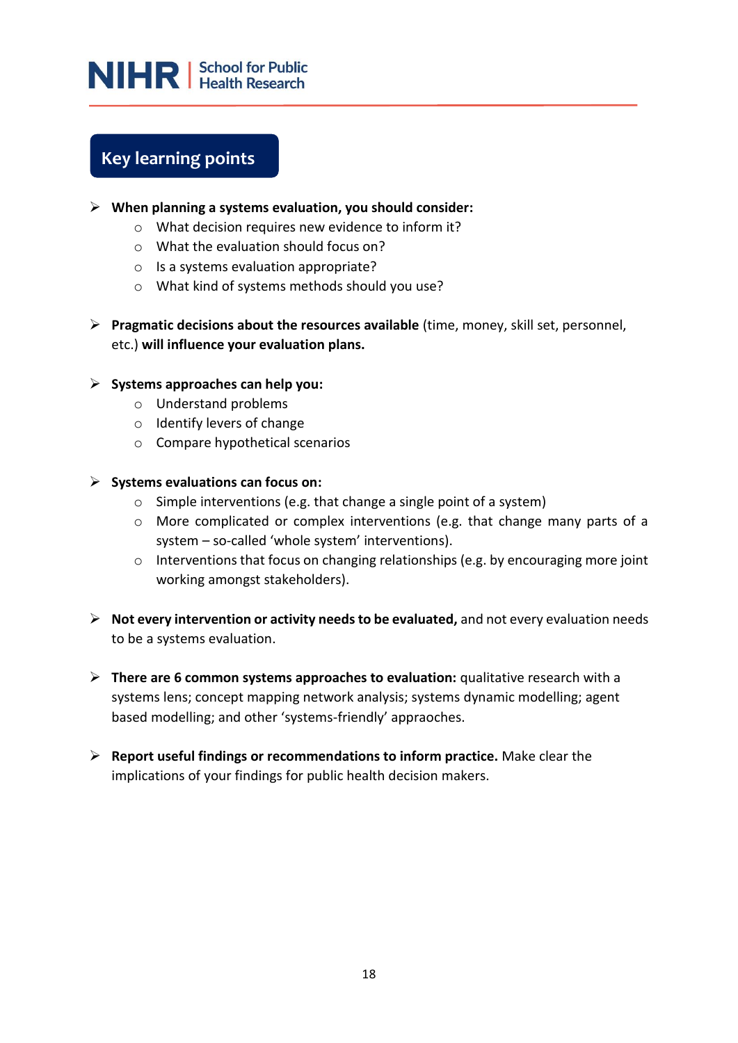## Key learning points

- **When planning a systems evaluation, you should consider:**
  - What decision requires new evidence to inform it?
  - What the evaluation should focus on?
  - Is a systems evaluation appropriate?
  - What kind of systems methods should you use?

- **Pragmatic decisions about the resources available** (time, money, skill set, personnel, etc.) **will influence your evaluation plans.**

- **Systems approaches can help you:**
  - Understand problems
  - Identify levers of change
  - Compare hypothetical scenarios

- **Systems evaluations can focus on:**
  - Simple interventions (e.g. that change a single point of a system)
  - More complicated or complex interventions (e.g. that change many parts of a system – so-called 'whole system' interventions).
  - Interventions that focus on changing relationships (e.g. by encouraging more joint working amongst stakeholders).

- **Not every intervention or activity needs to be evaluated,** and not every evaluation needs to be a systems evaluation.

- **There are 6 common systems approaches to evaluation:** qualitative research with a systems lens; concept mapping network analysis; systems dynamic modelling; agent based modelling; and other 'systems-friendly' appraoches.

- **Report useful findings or recommendations to inform practice.** Make clear the implications of your findings for public health decision makers.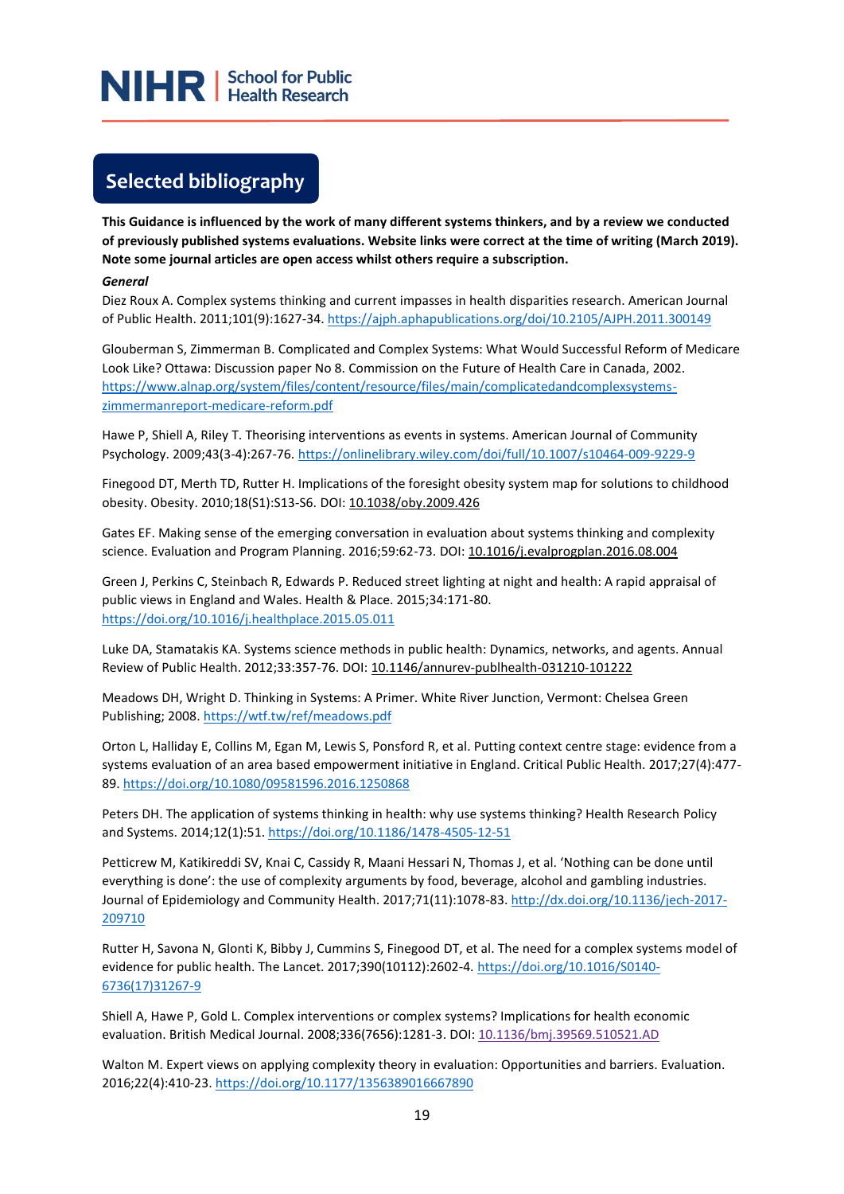## Selected bibliography

**This Guidance is influenced by the work of many different systems thinkers, and by a review we conducted of previously published systems evaluations. Website links were correct at the time of writing (March 2019). Note some journal articles are open access whilst others require a subscription.**

***General***

Diez Roux A. Complex systems thinking and current impasses in health disparities research. American Journal of Public Health. 2011;101(9):1627-34. https://ajph.aphapublications.org/doi/10.2105/AJPH.2011.300149

Glouberman S, Zimmerman B. Complicated and Complex Systems: What Would Successful Reform of Medicare Look Like? Ottawa: Discussion paper No 8. Commission on the Future of Health Care in Canada, 2002. https://www.alnap.org/system/files/content/resource/files/main/complicatedandcomplexsystems-zimmermanreport-medicare-reform.pdf

Hawe P, Shiell A, Riley T. Theorising interventions as events in systems. American Journal of Community Psychology. 2009;43(3-4):267-76. https://onlinelibrary.wiley.com/doi/full/10.1007/s10464-009-9229-9

Finegood DT, Merth TD, Rutter H. Implications of the foresight obesity system map for solutions to childhood obesity. Obesity. 2010;18(S1):S13-S6. DOI: 10.1038/oby.2009.426

Gates EF. Making sense of the emerging conversation in evaluation about systems thinking and complexity science. Evaluation and Program Planning. 2016;59:62-73. DOI: 10.1016/j.evalprogplan.2016.08.004

Green J, Perkins C, Steinbach R, Edwards P. Reduced street lighting at night and health: A rapid appraisal of public views in England and Wales. Health & Place. 2015;34:171-80. https://doi.org/10.1016/j.healthplace.2015.05.011

Luke DA, Stamatakis KA. Systems science methods in public health: Dynamics, networks, and agents. Annual Review of Public Health. 2012;33:357-76. DOI: 10.1146/annurev-publhealth-031210-101222

Meadows DH, Wright D. Thinking in Systems: A Primer. White River Junction, Vermont: Chelsea Green Publishing; 2008. https://wtf.tw/ref/meadows.pdf

Orton L, Halliday E, Collins M, Egan M, Lewis S, Ponsford R, et al. Putting context centre stage: evidence from a systems evaluation of an area based empowerment initiative in England. Critical Public Health. 2017;27(4):477-89. https://doi.org/10.1080/09581596.2016.1250868

Peters DH. The application of systems thinking in health: why use systems thinking? Health Research Policy and Systems. 2014;12(1):51. https://doi.org/10.1186/1478-4505-12-51

Petticrew M, Katikireddi SV, Knai C, Cassidy R, Maani Hessari N, Thomas J, et al. 'Nothing can be done until everything is done': the use of complexity arguments by food, beverage, alcohol and gambling industries. Journal of Epidemiology and Community Health. 2017;71(11):1078-83. http://dx.doi.org/10.1136/jech-2017-209710

Rutter H, Savona N, Glonti K, Bibby J, Cummins S, Finegood DT, et al. The need for a complex systems model of evidence for public health. The Lancet. 2017;390(10112):2602-4. https://doi.org/10.1016/S0140-6736(17)31267-9

Shiell A, Hawe P, Gold L. Complex interventions or complex systems? Implications for health economic evaluation. British Medical Journal. 2008;336(7656):1281-3. DOI: 10.1136/bmj.39569.510521.AD

Walton M. Expert views on applying complexity theory in evaluation: Opportunities and barriers. Evaluation. 2016;22(4):410-23. https://doi.org/10.1177/1356389016667890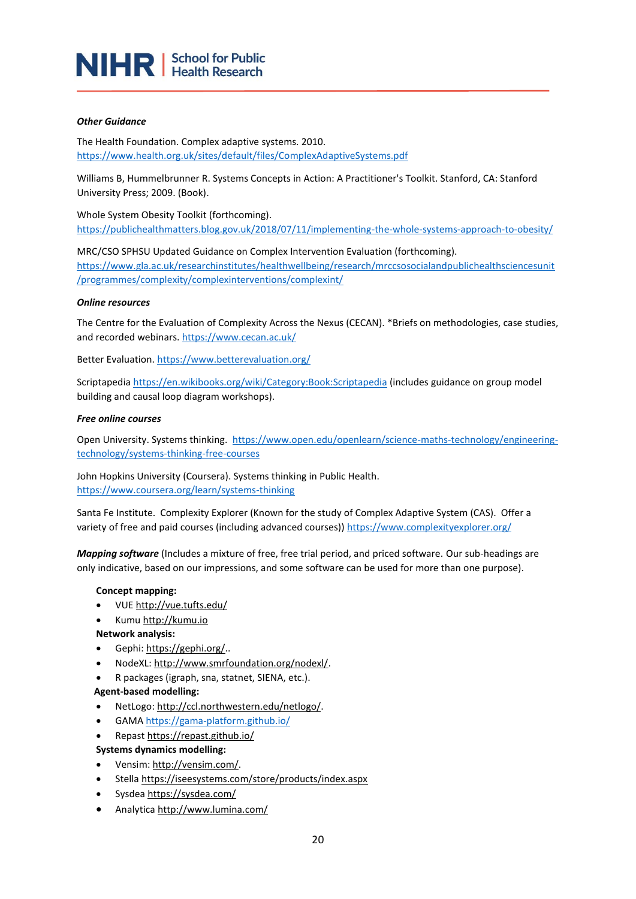***Other Guidance***

The Health Foundation. Complex adaptive systems. 2010. https://www.health.org.uk/sites/default/files/ComplexAdaptiveSystems.pdf

Williams B, Hummelbrunner R. Systems Concepts in Action: A Practitioner's Toolkit. Stanford, CA: Stanford University Press; 2009. (Book).

Whole System Obesity Toolkit (forthcoming). https://publichealthmatters.blog.gov.uk/2018/07/11/implementing-the-whole-systems-approach-to-obesity/

MRC/CSO SPHSU Updated Guidance on Complex Intervention Evaluation (forthcoming). https://www.gla.ac.uk/researchinstitutes/healthwellbeing/research/mrccsosocialandpublichealthsciencesunit/programmes/complexity/complexinterventions/complexint/

***Online resources***

The Centre for the Evaluation of Complexity Across the Nexus (CECAN). *Briefs on methodologies, case studies, and recorded webinars. https://www.cecan.ac.uk/

Better Evaluation. https://www.betterevaluation.org/

Scriptapedia https://en.wikibooks.org/wiki/Category:Book:Scriptapedia (includes guidance on group model building and causal loop diagram workshops).

***Free online courses***

Open University. Systems thinking. https://www.open.edu/openlearn/science-maths-technology/engineering-technology/systems-thinking-free-courses

John Hopkins University (Coursera). Systems thinking in Public Health. https://www.coursera.org/learn/systems-thinking

Santa Fe Institute. Complexity Explorer (Known for the study of Complex Adaptive System (CAS). Offer a variety of free and paid courses (including advanced courses)) https://www.complexityexplorer.org/

***Mapping software*** (Includes a mixture of free, free trial period, and priced software. Our sub-headings are only indicative, based on our impressions, and some software can be used for more than one purpose).

**Concept mapping:**

- VUE http://vue.tufts.edu/
- Kumu http://kumu.io

**Network analysis:**

- Gephi: https://gephi.org/..
- NodeXL: http://www.smrfoundation.org/nodexl/.
- R packages (igraph, sna, statnet, SIENA, etc.).

**Agent-based modelling:**

- NetLogo: http://ccl.northwestern.edu/netlogo/.
- GAMA https://gama-platform.github.io/
- Repast https://repast.github.io/

**Systems dynamics modelling:**

- Vensim: http://vensim.com/.
- Stella https://iseesystems.com/store/products/index.aspx
- Sysdea https://sysdea.com/
- Analytica http://www.lumina.com/